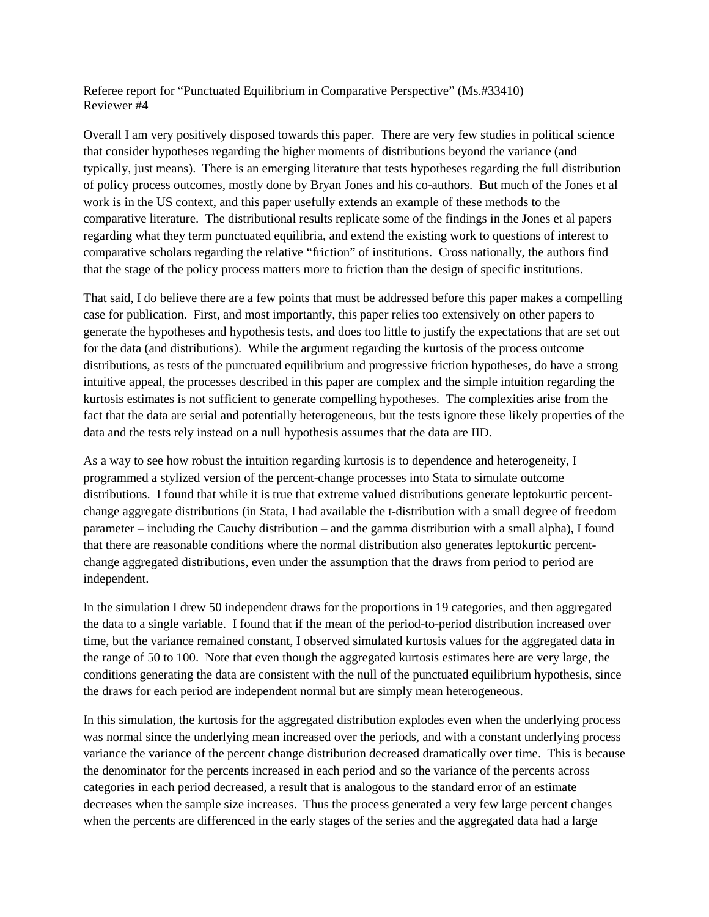Referee report for "Punctuated Equilibrium in Comparative Perspective" (Ms.#33410)
Reviewer #4

Overall I am very positively disposed towards this paper. There are very few studies in political science that consider hypotheses regarding the higher moments of distributions beyond the variance (and typically, just means). There is an emerging literature that tests hypotheses regarding the full distribution of policy process outcomes, mostly done by Bryan Jones and his co-authors. But much of the Jones et al work is in the US context, and this paper usefully extends an example of these methods to the comparative literature. The distributional results replicate some of the findings in the Jones et al papers regarding what they term punctuated equilibria, and extend the existing work to questions of interest to comparative scholars regarding the relative "friction" of institutions. Cross nationally, the authors find that the stage of the policy process matters more to friction than the design of specific institutions.

That said, I do believe there are a few points that must be addressed before this paper makes a compelling case for publication. First, and most importantly, this paper relies too extensively on other papers to generate the hypotheses and hypothesis tests, and does too little to justify the expectations that are set out for the data (and distributions). While the argument regarding the kurtosis of the process outcome distributions, as tests of the punctuated equilibrium and progressive friction hypotheses, do have a strong intuitive appeal, the processes described in this paper are complex and the simple intuition regarding the kurtosis estimates is not sufficient to generate compelling hypotheses. The complexities arise from the fact that the data are serial and potentially heterogeneous, but the tests ignore these likely properties of the data and the tests rely instead on a null hypothesis assumes that the data are IID.

As a way to see how robust the intuition regarding kurtosis is to dependence and heterogeneity, I programmed a stylized version of the percent-change processes into Stata to simulate outcome distributions. I found that while it is true that extreme valued distributions generate leptokurtic percent-change aggregate distributions (in Stata, I had available the t-distribution with a small degree of freedom parameter – including the Cauchy distribution – and the gamma distribution with a small alpha), I found that there are reasonable conditions where the normal distribution also generates leptokurtic percent-change aggregated distributions, even under the assumption that the draws from period to period are independent.

In the simulation I drew 50 independent draws for the proportions in 19 categories, and then aggregated the data to a single variable. I found that if the mean of the period-to-period distribution increased over time, but the variance remained constant, I observed simulated kurtosis values for the aggregated data in the range of 50 to 100. Note that even though the aggregated kurtosis estimates here are very large, the conditions generating the data are consistent with the null of the punctuated equilibrium hypothesis, since the draws for each period are independent normal but are simply mean heterogeneous.

In this simulation, the kurtosis for the aggregated distribution explodes even when the underlying process was normal since the underlying mean increased over the periods, and with a constant underlying process variance the variance of the percent change distribution decreased dramatically over time. This is because the denominator for the percents increased in each period and so the variance of the percents across categories in each period decreased, a result that is analogous to the standard error of an estimate decreases when the sample size increases. Thus the process generated a very few large percent changes when the percents are differenced in the early stages of the series and the aggregated data had a large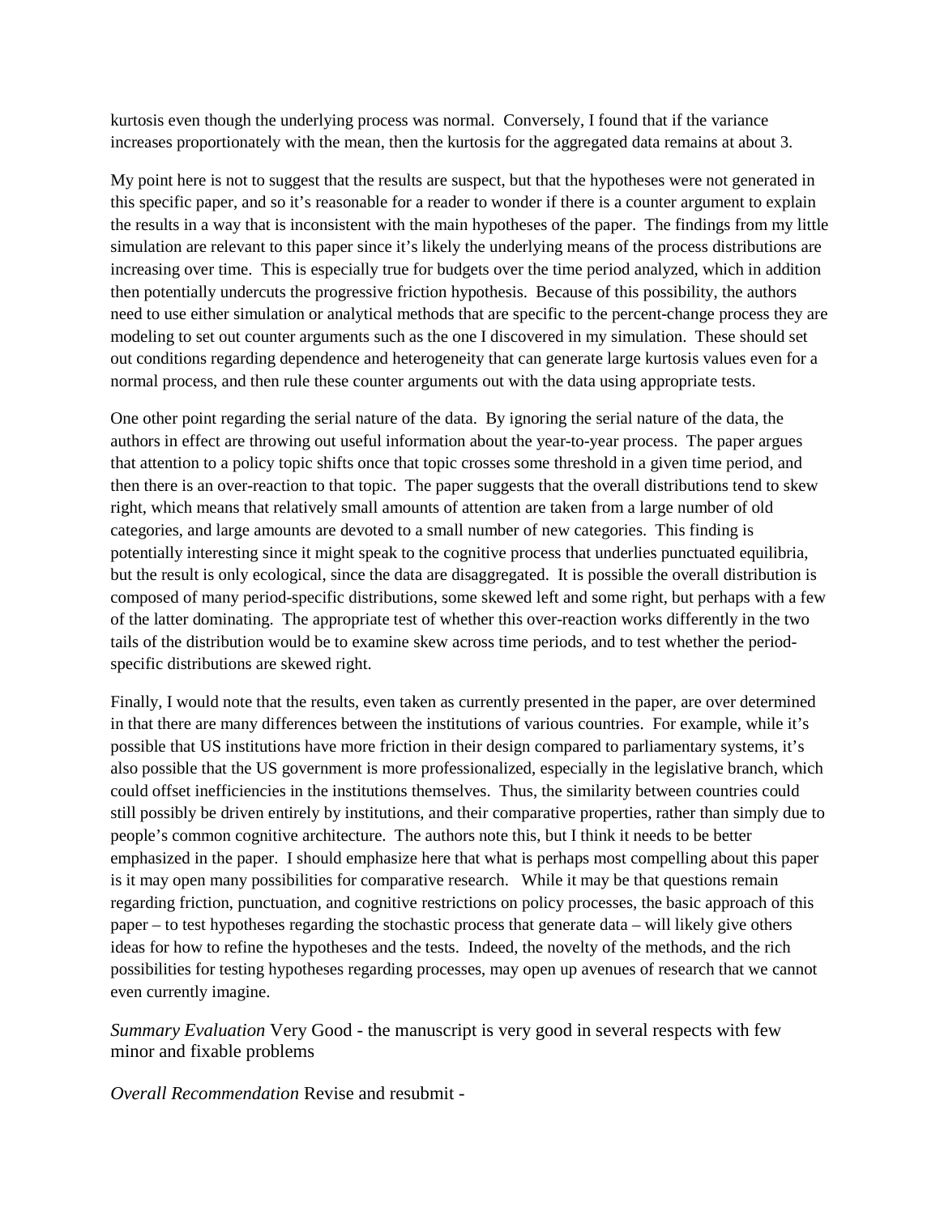kurtosis even though the underlying process was normal. Conversely, I found that if the variance increases proportionately with the mean, then the kurtosis for the aggregated data remains at about 3.

My point here is not to suggest that the results are suspect, but that the hypotheses were not generated in this specific paper, and so it's reasonable for a reader to wonder if there is a counter argument to explain the results in a way that is inconsistent with the main hypotheses of the paper. The findings from my little simulation are relevant to this paper since it's likely the underlying means of the process distributions are increasing over time. This is especially true for budgets over the time period analyzed, which in addition then potentially undercuts the progressive friction hypothesis. Because of this possibility, the authors need to use either simulation or analytical methods that are specific to the percent-change process they are modeling to set out counter arguments such as the one I discovered in my simulation. These should set out conditions regarding dependence and heterogeneity that can generate large kurtosis values even for a normal process, and then rule these counter arguments out with the data using appropriate tests.

One other point regarding the serial nature of the data. By ignoring the serial nature of the data, the authors in effect are throwing out useful information about the year-to-year process. The paper argues that attention to a policy topic shifts once that topic crosses some threshold in a given time period, and then there is an over-reaction to that topic. The paper suggests that the overall distributions tend to skew right, which means that relatively small amounts of attention are taken from a large number of old categories, and large amounts are devoted to a small number of new categories. This finding is potentially interesting since it might speak to the cognitive process that underlies punctuated equilibria, but the result is only ecological, since the data are disaggregated. It is possible the overall distribution is composed of many period-specific distributions, some skewed left and some right, but perhaps with a few of the latter dominating. The appropriate test of whether this over-reaction works differently in the two tails of the distribution would be to examine skew across time periods, and to test whether the period-specific distributions are skewed right.

Finally, I would note that the results, even taken as currently presented in the paper, are over determined in that there are many differences between the institutions of various countries. For example, while it's possible that US institutions have more friction in their design compared to parliamentary systems, it's also possible that the US government is more professionalized, especially in the legislative branch, which could offset inefficiencies in the institutions themselves. Thus, the similarity between countries could still possibly be driven entirely by institutions, and their comparative properties, rather than simply due to people's common cognitive architecture. The authors note this, but I think it needs to be better emphasized in the paper. I should emphasize here that what is perhaps most compelling about this paper is it may open many possibilities for comparative research. While it may be that questions remain regarding friction, punctuation, and cognitive restrictions on policy processes, the basic approach of this paper – to test hypotheses regarding the stochastic process that generate data – will likely give others ideas for how to refine the hypotheses and the tests. Indeed, the novelty of the methods, and the rich possibilities for testing hypotheses regarding processes, may open up avenues of research that we cannot even currently imagine.

*Summary Evaluation* Very Good - the manuscript is very good in several respects with few minor and fixable problems

*Overall Recommendation* Revise and resubmit -